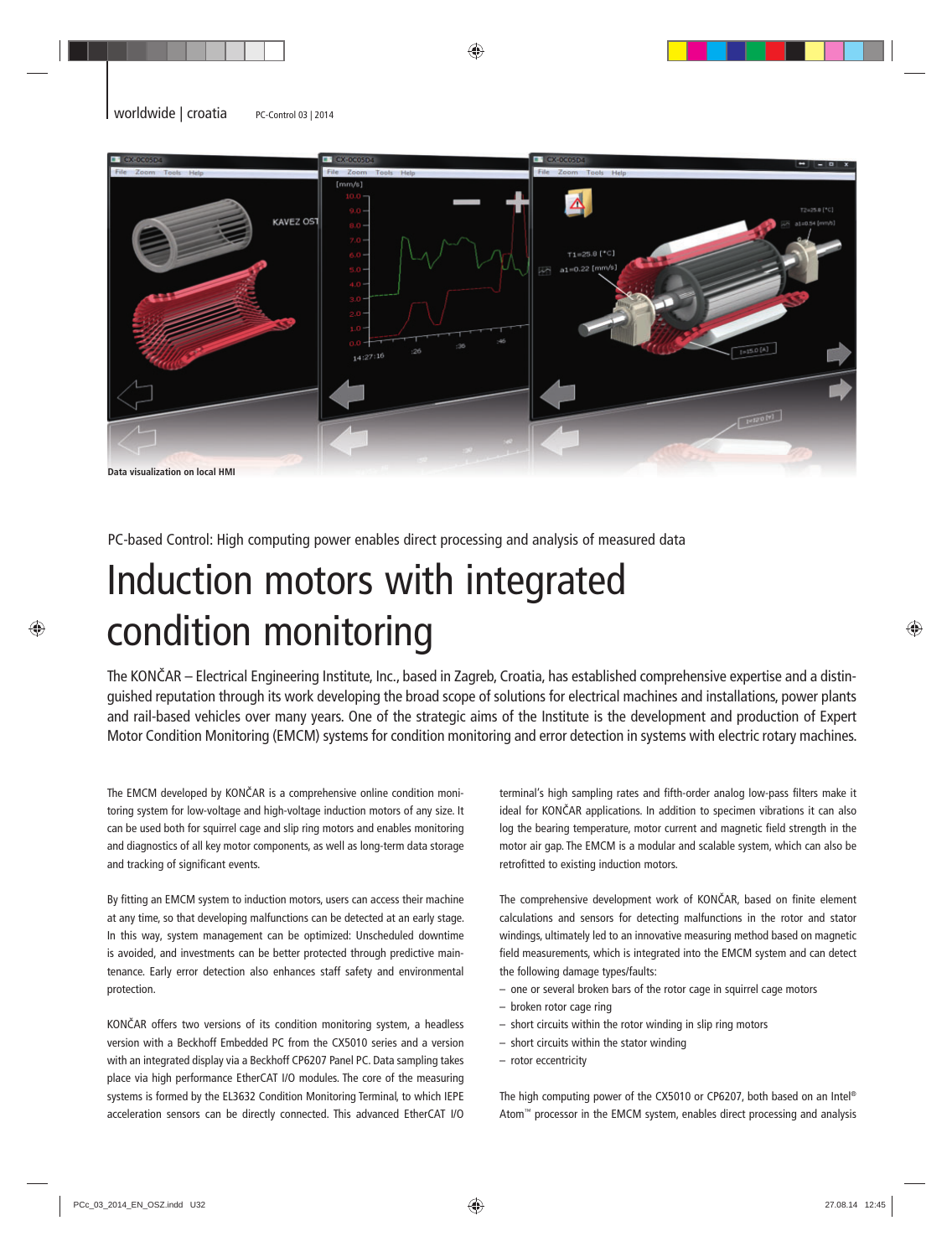Data visualization on local HMI

PC-based Control: High computing power enables direct processing and analysis of measured data

# Induction motors with integrated condition monitoring

The KONČAR – Electrical Engineering Institute, Inc., based in Zagreb, Croatia, has established comprehensive expertise and a distinguished reputation through its work developing the broad scope of solutions for electrical machines and installations, power plants and rail-based vehicles over many years. One of the strategic aims of the Institute is the development and production of Expert Motor Condition Monitoring (EMCM) systems for condition monitoring and error detection in systems with electric rotary machines.

The EMCM developed by KONČAR is a comprehensive online condition monitoring system for low-voltage and high-voltage induction motors of any size. It can be used both for squirrel cage and slip ring motors and enables monitoring and diagnostics of all key motor components, as well as long-term data storage and tracking of significant events.

By fitting an EMCM system to induction motors, users can access their machine at any time, so that developing malfunctions can be detected at an early stage. In this way, system management can be optimized: Unscheduled downtime is avoided, and investments can be better protected through predictive maintenance. Early error detection also enhances staff safety and environmental protection.

KONČAR offers two versions of its condition monitoring system, a headless version with a Beckhoff Embedded PC from the CX5010 series and a version with an integrated display via a Beckhoff CP6207 Panel PC. Data sampling takes place via high performance EtherCAT I/O modules. The core of the measuring systems is formed by the EL3632 Condition Monitoring Terminal, to which IEPE acceleration sensors can be directly connected. This advanced EtherCAT I/O terminal's high sampling rates and fifth-order analog low-pass filters make it ideal for KONČAR applications. In addition to specimen vibrations it can also log the bearing temperature, motor current and magnetic field strength in the motor air gap. The EMCM is a modular and scalable system, which can also be retrofitted to existing induction motors.

The comprehensive development work of KONČAR, based on finite element calculations and sensors for detecting malfunctions in the rotor and stator windings, ultimately led to an innovative measuring method based on magnetic field measurements, which is integrated into the EMCM system and can detect the following damage types/faults:

- one or several broken bars of the rotor cage in squirrel cage motors
- broken rotor cage ring
- short circuits within the rotor winding in slip ring motors
- short circuits within the stator winding
- rotor eccentricity

The high computing power of the CX5010 or CP6207, both based on an Intel® Atom™ processor in the EMCM system, enables direct processing and analysis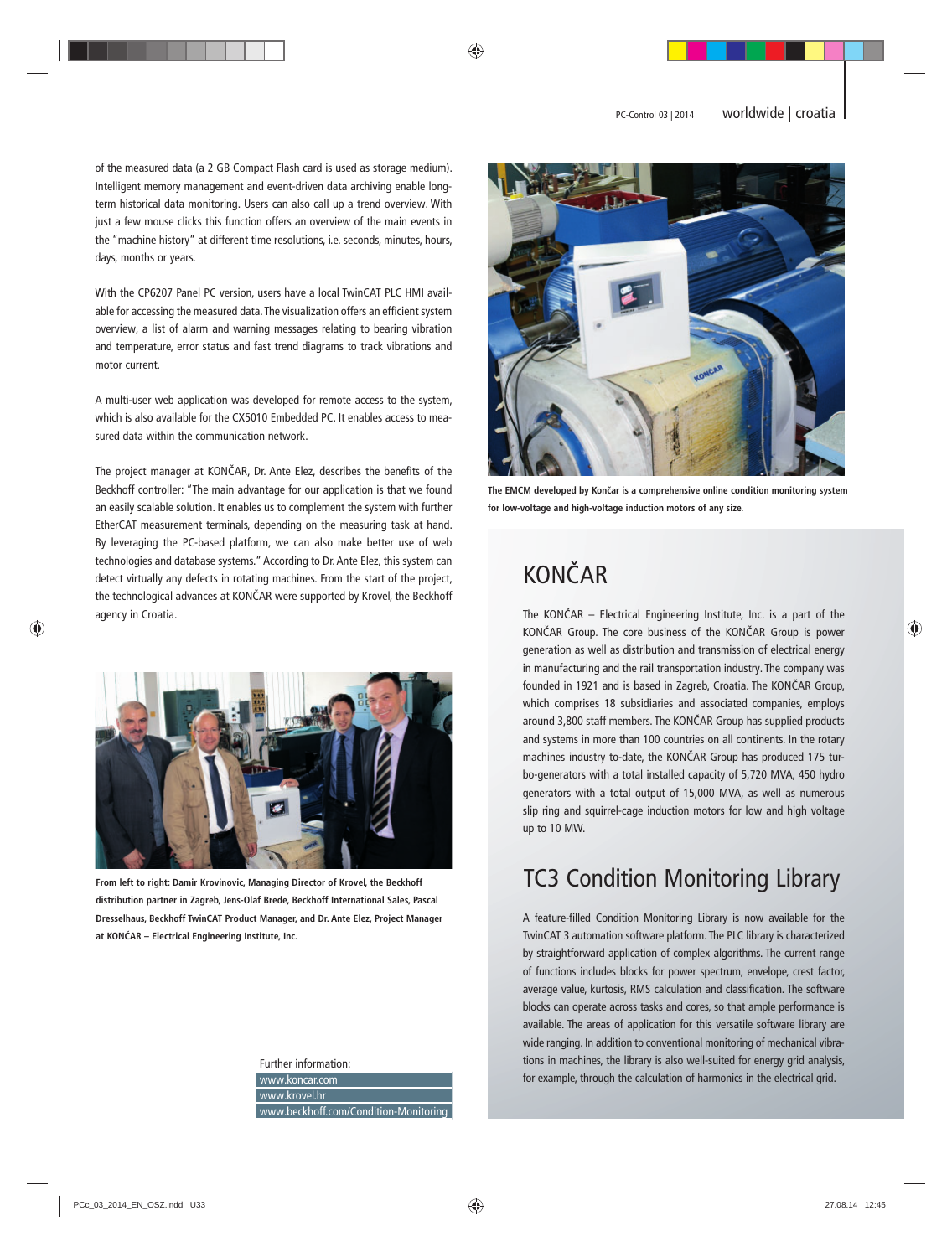of the measured data (a 2 GB Compact Flash card is used as storage medium). Intelligent memory management and event-driven data archiving enable long-term historical data monitoring. Users can also call up a trend overview. With just a few mouse clicks this function offers an overview of the main events in the "machine history" at different time resolutions, i.e. seconds, minutes, hours, days, months or years.

With the CP6207 Panel PC version, users have a local TwinCAT PLC HMI available for accessing the measured data. The visualization offers an efficient system overview, a list of alarm and warning messages relating to bearing vibration and temperature, error status and fast trend diagrams to track vibrations and motor current.

A multi-user web application was developed for remote access to the system, which is also available for the CX5010 Embedded PC. It enables access to measured data within the communication network.

The project manager at KONČAR, Dr. Ante Elez, describes the benefits of the Beckhoff controller: "The main advantage for our application is that we found an easily scalable solution. It enables us to complement the system with further EtherCAT measurement terminals, depending on the measuring task at hand. By leveraging the PC-based platform, we can also make better use of web technologies and database systems." According to Dr. Ante Elez, this system can detect virtually any defects in rotating machines. From the start of the project, the technological advances at KONČAR were supported by Krovel, the Beckhoff agency in Croatia.

**From left to right: Damir Krovinovic, Managing Director of Krovel, the Beckhoff distribution partner in Zagreb, Jens-Olaf Brede, Beckhoff International Sales, Pascal Dresselhaus, Beckhoff TwinCAT Product Manager, and Dr. Ante Elez, Project Manager at KONČAR – Electrical Engineering Institute, Inc.**

Further information:
www.koncar.com
www.krovel.hr
www.beckhoff.com/Condition-Monitoring

**The EMCM developed by Končar is a comprehensive online condition monitoring system for low-voltage and high-voltage induction motors of any size.**

## KONČAR

The KONČAR – Electrical Engineering Institute, Inc. is a part of the KONČAR Group. The core business of the KONČAR Group is power generation as well as distribution and transmission of electrical energy in manufacturing and the rail transportation industry. The company was founded in 1921 and is based in Zagreb, Croatia. The KONČAR Group, which comprises 18 subsidiaries and associated companies, employs around 3,800 staff members. The KONČAR Group has supplied products and systems in more than 100 countries on all continents. In the rotary machines industry to-date, the KONČAR Group has produced 175 turbo-generators with a total installed capacity of 5,720 MVA, 450 hydro generators with a total output of 15,000 MVA, as well as numerous slip ring and squirrel-cage induction motors for low and high voltage up to 10 MW.

## TC3 Condition Monitoring Library

A feature-filled Condition Monitoring Library is now available for the TwinCAT 3 automation software platform. The PLC library is characterized by straightforward application of complex algorithms. The current range of functions includes blocks for power spectrum, envelope, crest factor, average value, kurtosis, RMS calculation and classification. The software blocks can operate across tasks and cores, so that ample performance is available. The areas of application for this versatile software library are wide ranging. In addition to conventional monitoring of mechanical vibrations in machines, the library is also well-suited for energy grid analysis, for example, through the calculation of harmonics in the electrical grid.